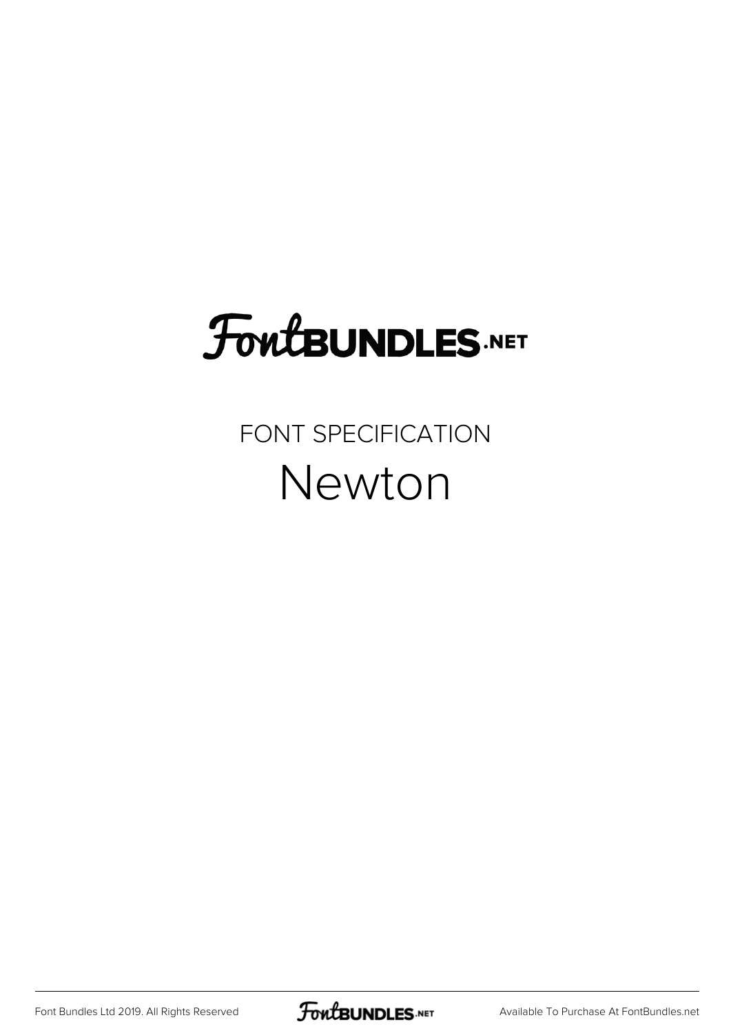FontBUNDLES.NET

FONT SPECIFICATION

# Newton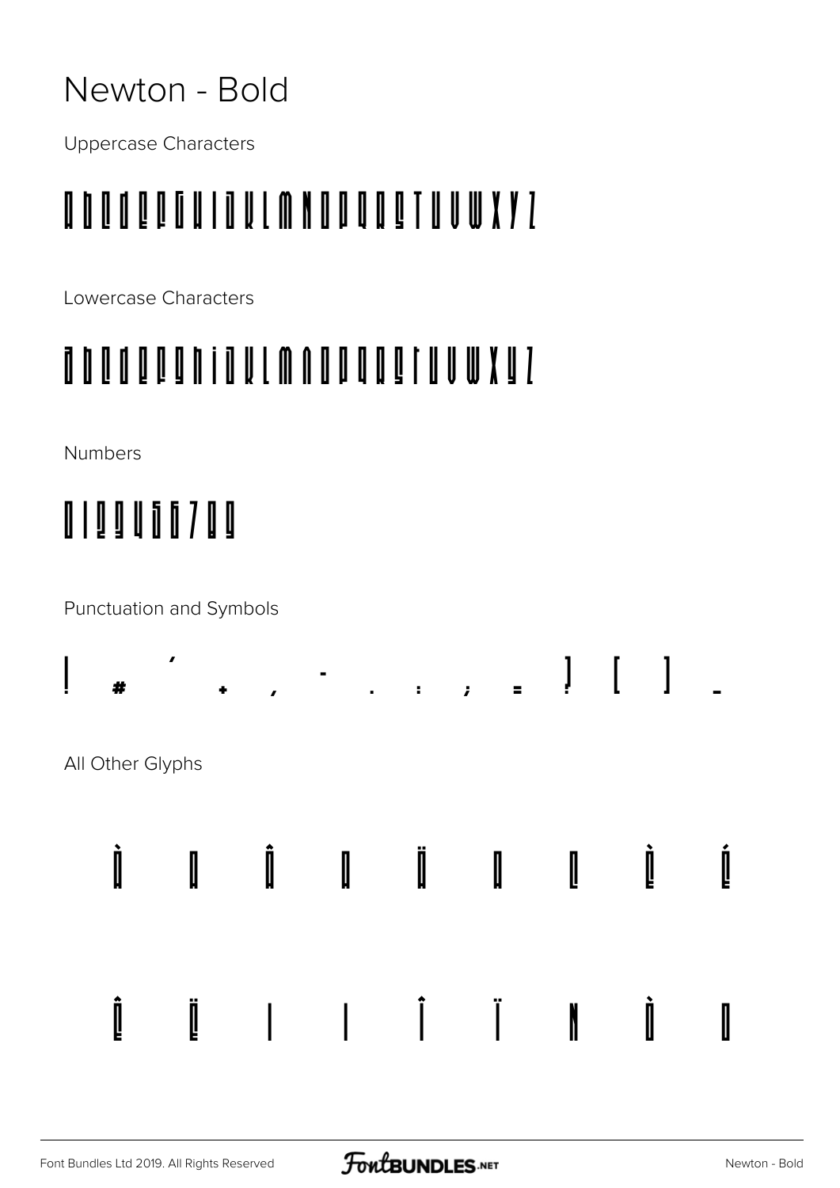# Newton - Bold

Uppercase Characters

A B C D E F G H I J K L M N O P Q R S T U V W X Y Z

Lowercase Characters

a b c d e f g h i j k l m n o p q r s t u v w x y z

Numbers

0 1 2 3 4 5 6 7 8 9

Punctuation and Symbols

! # ' + , - . : ; = ? [ ] _

All Other Glyphs

À Á Â Ã Ä Å Ç È É

Ê Ë Ì Í Î Ï Ñ Ò Ó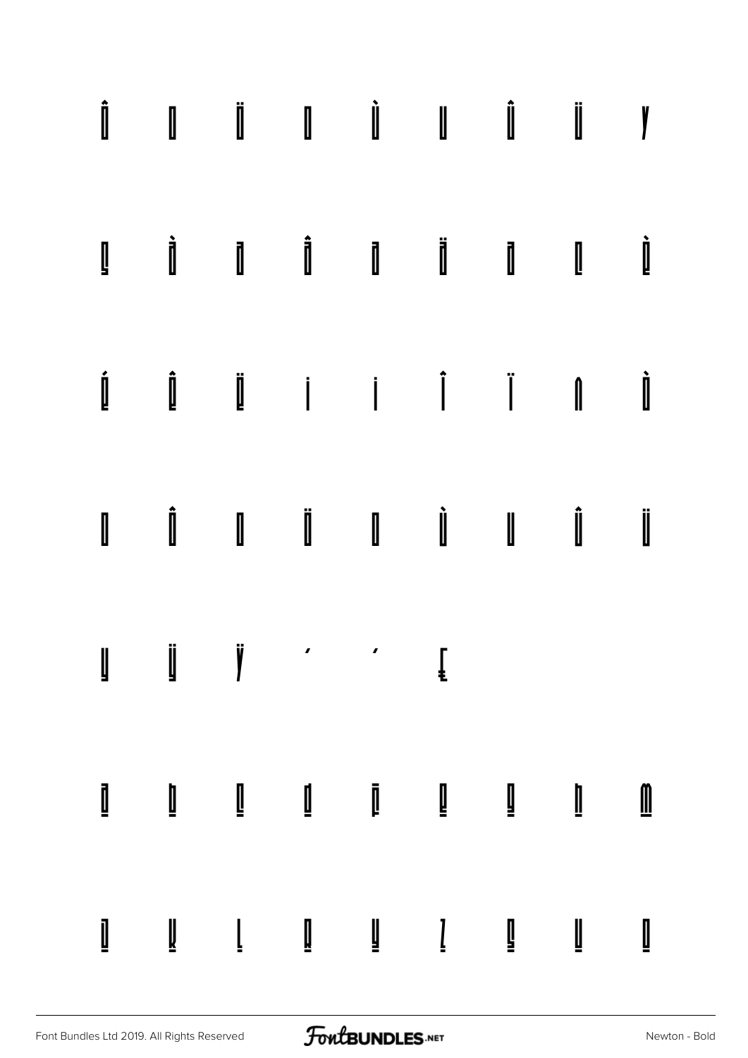Ô Õ Ö Ø Ù Ú Û Ü Ý

ß à á â ã ä å ç è

é ê ë ì í î ï ñ ò

ó ô õ ö ø ù ú û ü

ý ÿ Ÿ ‘ ’ £

a b c d f e g h m

j k l q y z s u o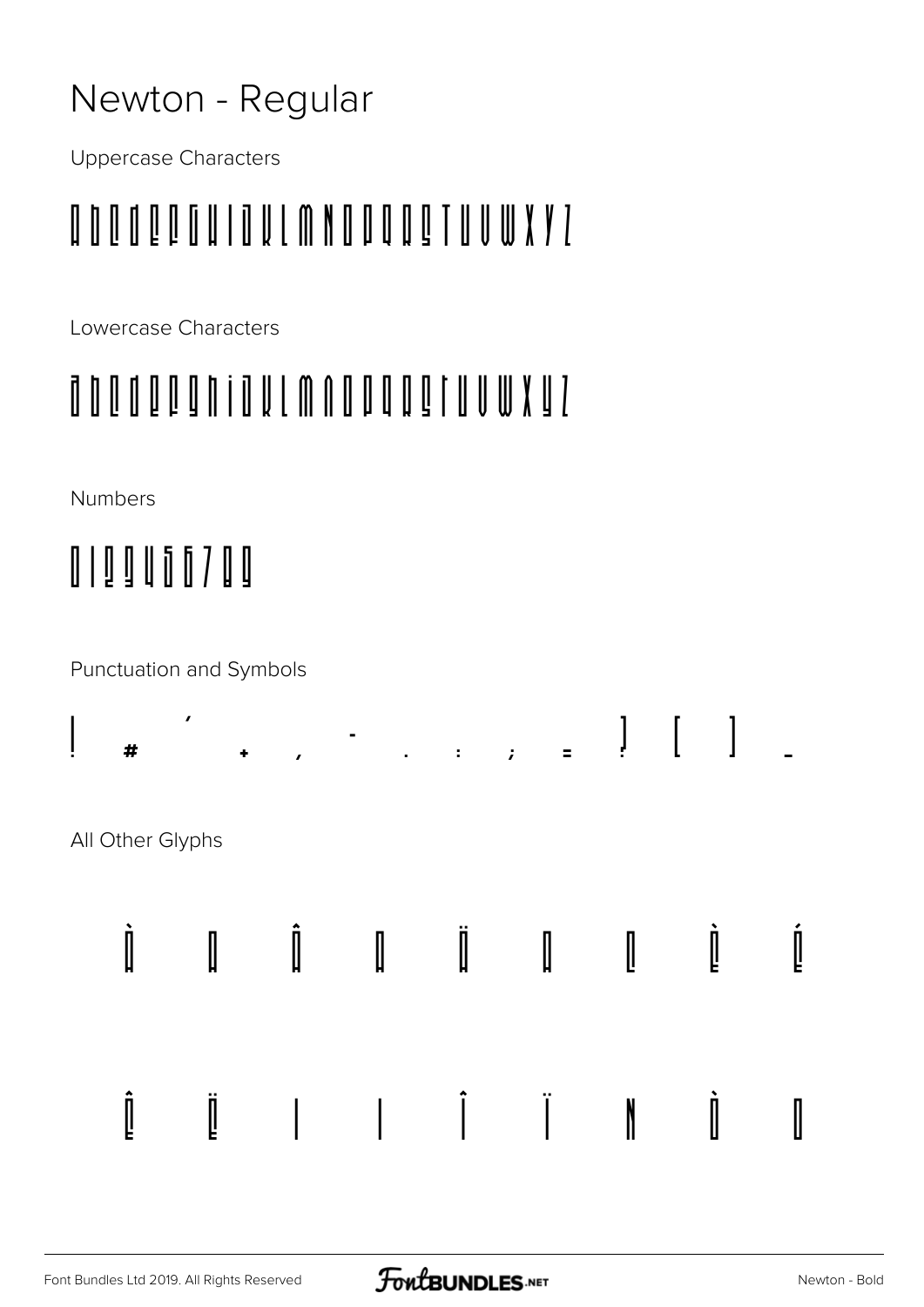# Newton - Regular

Uppercase Characters

A B C D E F G H I J K L M N O P Q R S T U V W X Y Z

Lowercase Characters

a b c d e f g h i j k l m n o p q r s t u v w x y z

Numbers

0 1 2 3 4 5 6 7 8 9

Punctuation and Symbols

! # ' + , - . : ; = ? [ ] _

All Other Glyphs

À Á Â Ã Ä Å Æ È É

Ê Ë Ì Í Î Ï Ñ Ò Ó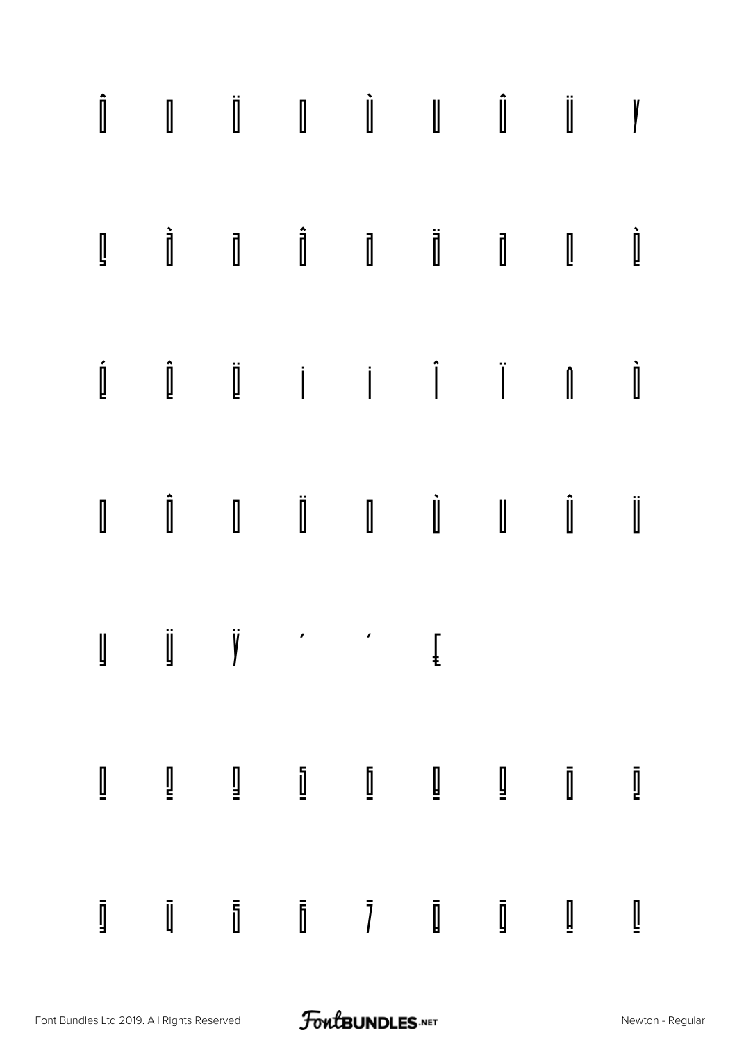Ô Õ Ö Ø Ù Ú Û Ü Ý

ß à á â ã ä å ç è

é ê ë ì í î ï ñ ò

ó ô õ ö ø ù ú û ü

ý ÿ Ÿ ´ ' ₤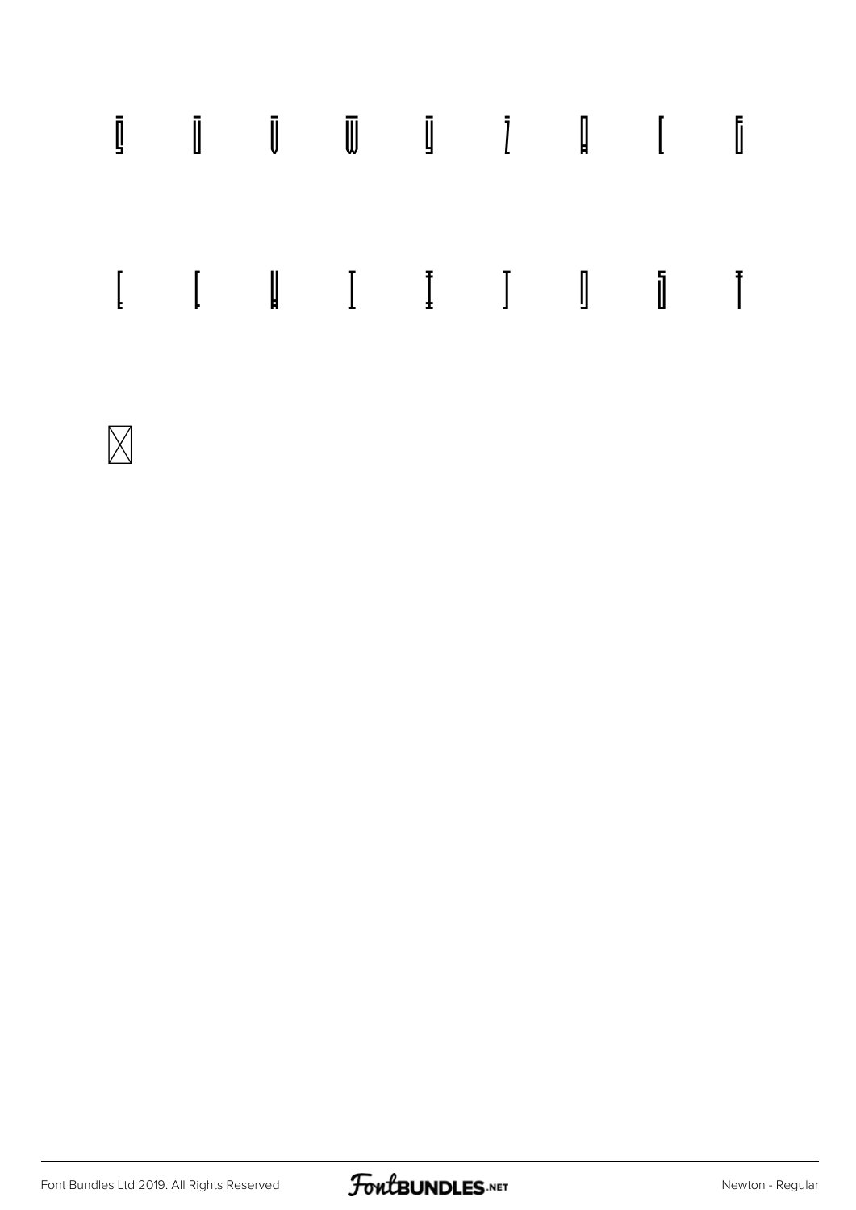ḡ ū v̄ w̄ ȳ ĺ ą [ ē

[ [ ą I Ī ] ŋ ō Ť

☒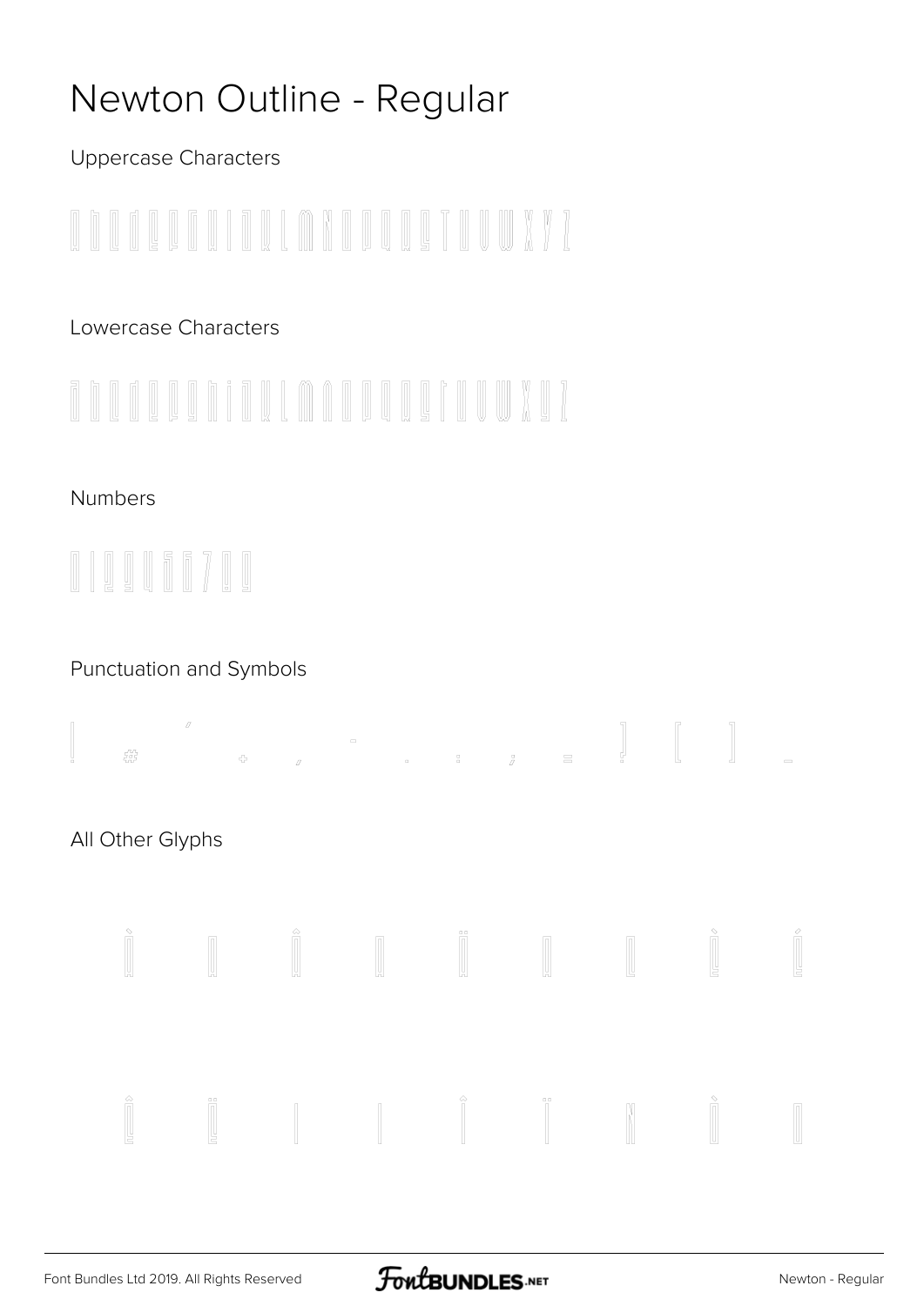# Newton Outline - Regular

Uppercase Characters

Lowercase Characters

Numbers

Punctuation and Symbols

All Other Glyphs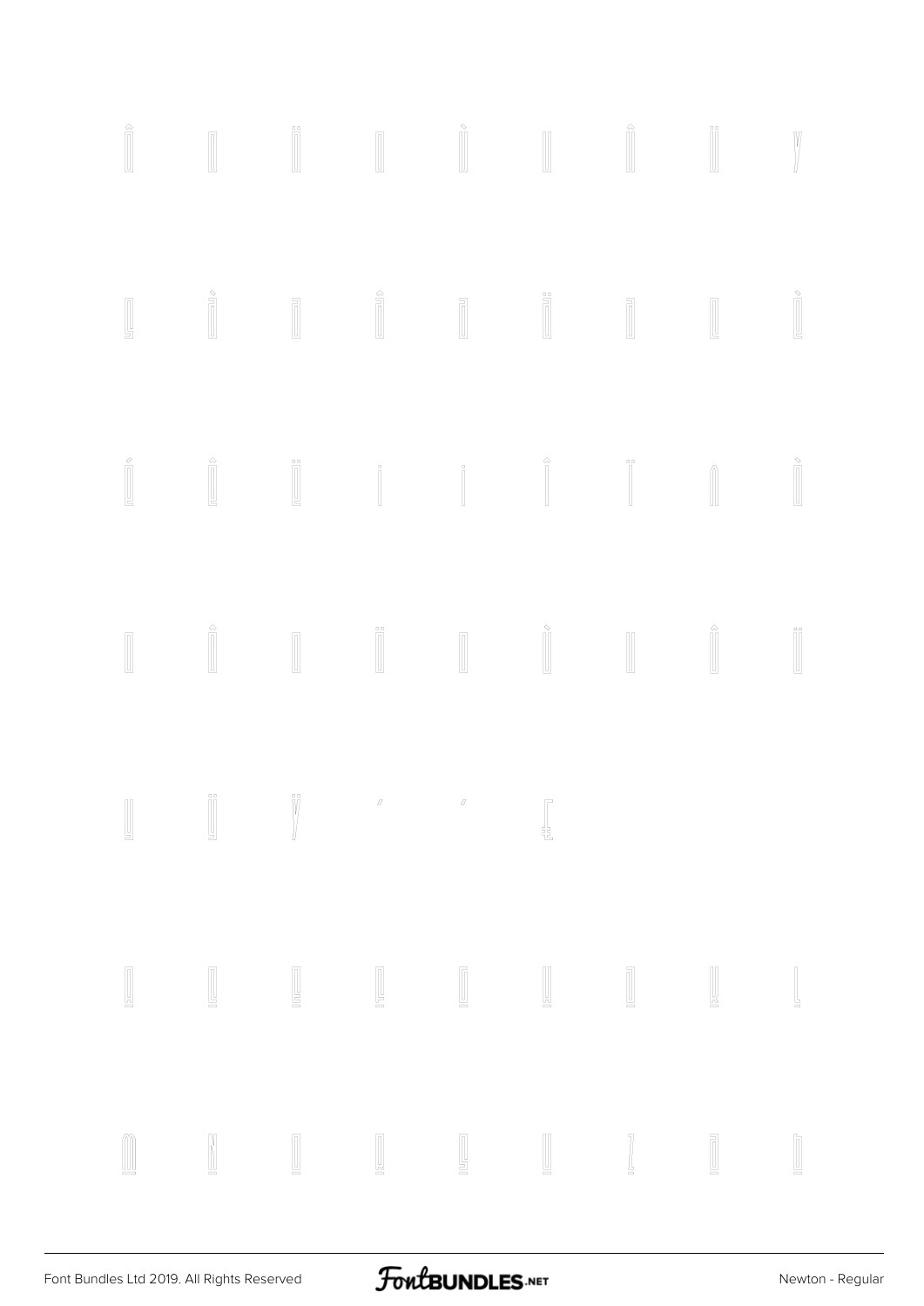Î Ï Ì Î Ï ÿ

Ì Î Ï Ì

Í Î Ï ì í î ï Ì

Î Ï Ì Î Ï

Ï ÿ ′ ′